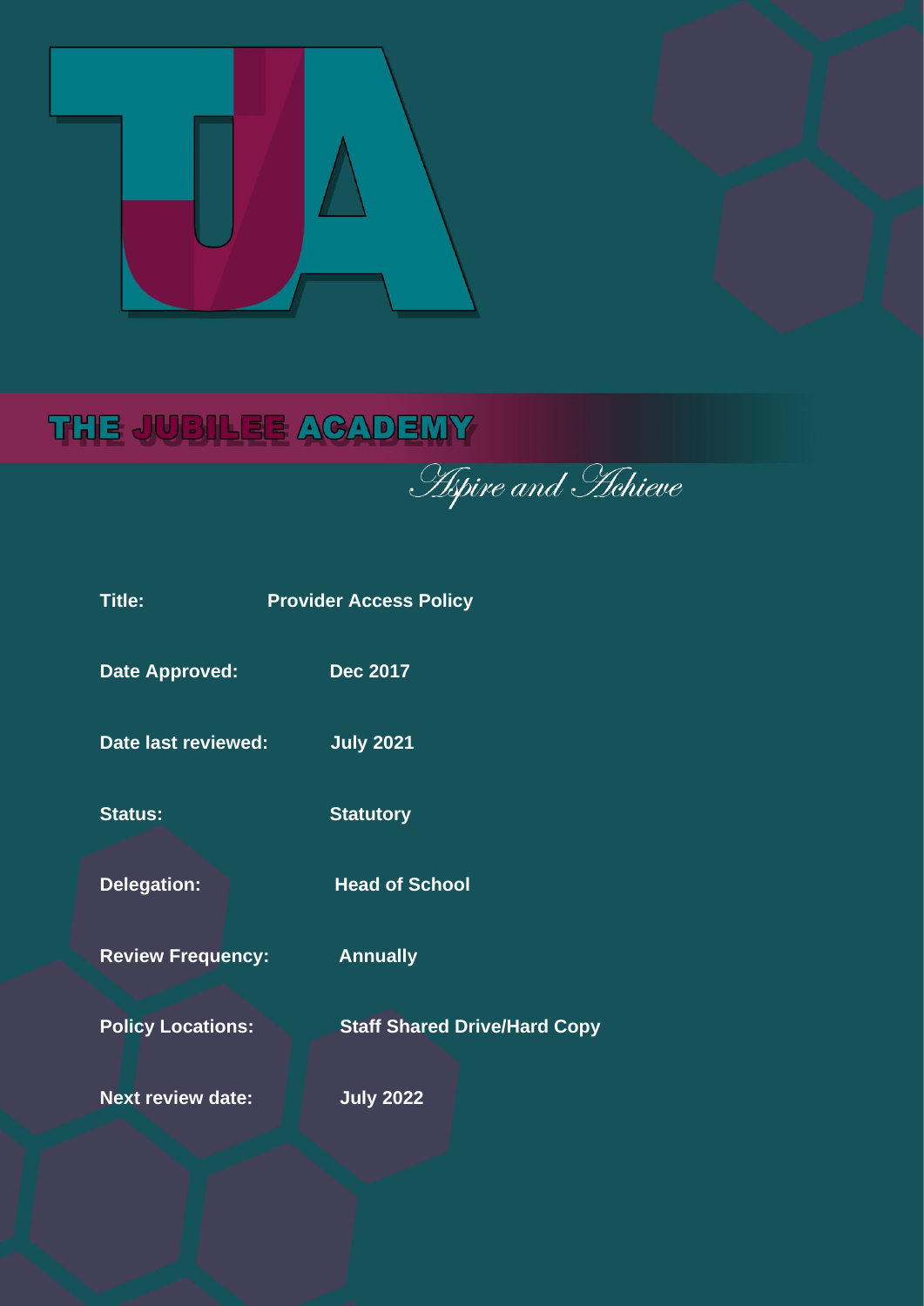# THE JUBILEE ACADEMY

*Aspire and Achieve*

| | |
|---|---|
| **Title:** | **Provider Access Policy** |
| **Date Approved:** | **Dec 2017** |
| **Date last reviewed:** | **July 2021** |
| **Status:** | **Statutory** |
| **Delegation:** | **Head of School** |
| **Review Frequency:** | **Annually** |
| **Policy Locations:** | **Staff Shared Drive/Hard Copy** |
| **Next review date:** | **July 2022** |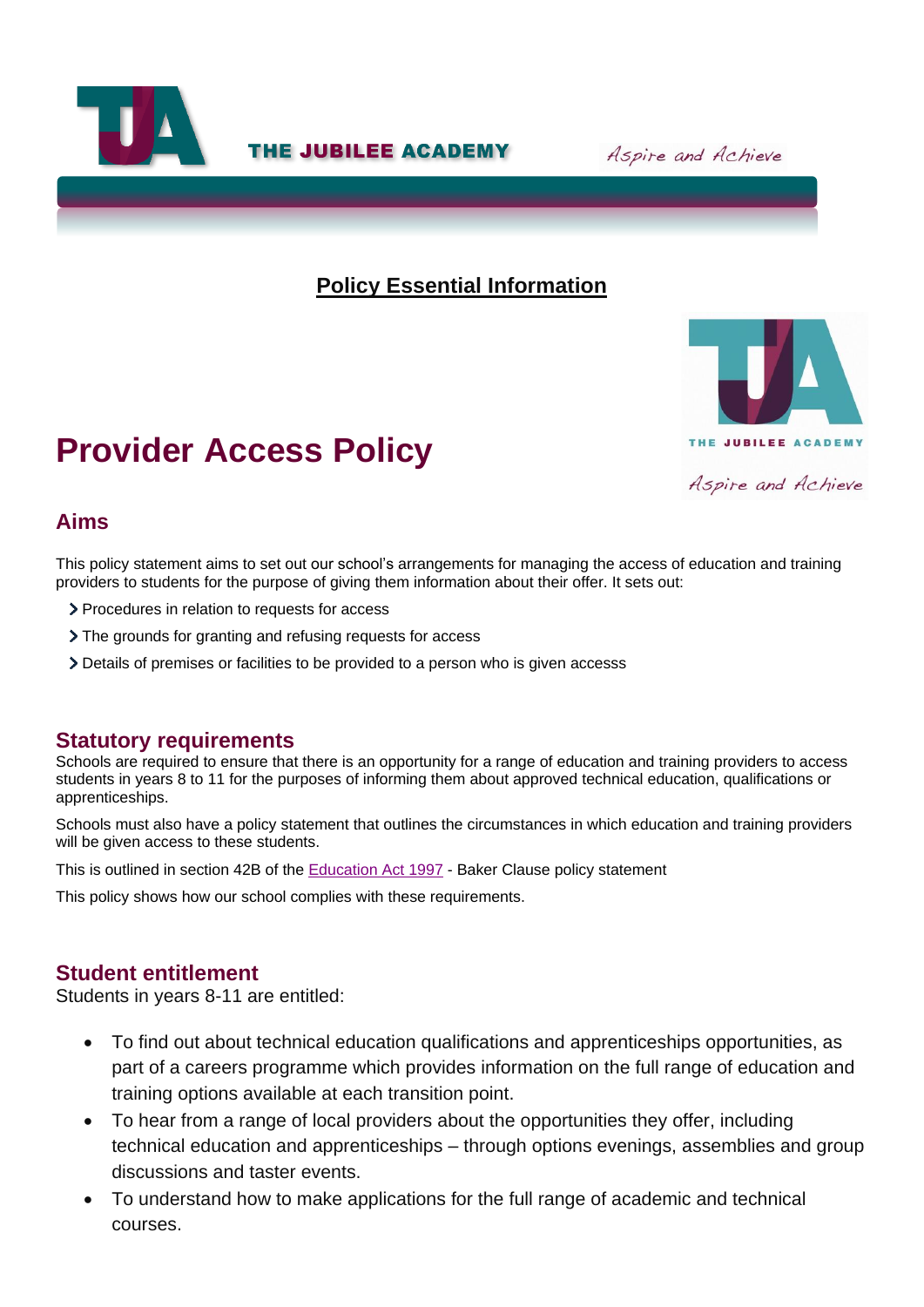# Policy Essential Information

# Provider Access Policy

## Aims

This policy statement aims to set out our school's arrangements for managing the access of education and training providers to students for the purpose of giving them information about their offer. It sets out:

- Procedures in relation to requests for access
- The grounds for granting and refusing requests for access
- Details of premises or facilities to be provided to a person who is given accesss

## Statutory requirements

Schools are required to ensure that there is an opportunity for a range of education and training providers to access students in years 8 to 11 for the purposes of informing them about approved technical education, qualifications or apprenticeships.

Schools must also have a policy statement that outlines the circumstances in which education and training providers will be given access to these students.

This is outlined in section 42B of the Education Act 1997 - Baker Clause policy statement

This policy shows how our school complies with these requirements.

## Student entitlement

Students in years 8-11 are entitled:

- To find out about technical education qualifications and apprenticeships opportunities, as part of a careers programme which provides information on the full range of education and training options available at each transition point.
- To hear from a range of local providers about the opportunities they offer, including technical education and apprenticeships – through options evenings, assemblies and group discussions and taster events.
- To understand how to make applications for the full range of academic and technical courses.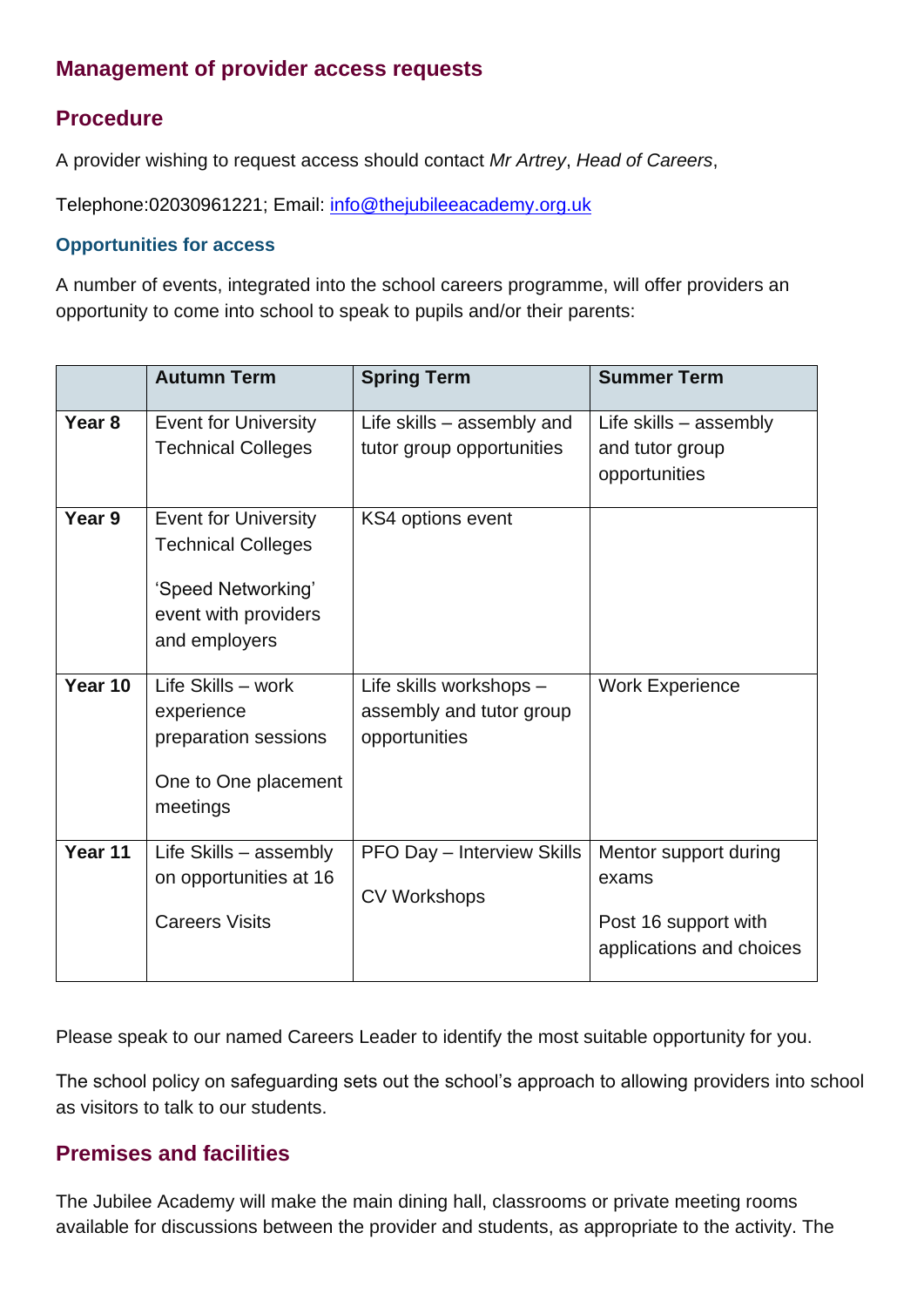## Management of provider access requests

## Procedure

A provider wishing to request access should contact *Mr Artrey*, *Head of Careers*,

Telephone:02030961221; Email: [info@thejubileeacademy.org.uk](mailto:info@thejubileeacademy.org.uk)

### Opportunities for access

A number of events, integrated into the school careers programme, will offer providers an opportunity to come into school to speak to pupils and/or their parents:

| | Autumn Term | Spring Term | Summer Term |
|---|---|---|---|
| **Year 8** | Event for University Technical Colleges | Life skills – assembly and tutor group opportunities | Life skills – assembly and tutor group opportunities |
| **Year 9** | Event for University Technical Colleges<br><br>'Speed Networking' event with providers and employers | KS4 options event | |
| **Year 10** | Life Skills – work experience preparation sessions<br><br>One to One placement meetings | Life skills workshops – assembly and tutor group opportunities | Work Experience |
| **Year 11** | Life Skills – assembly on opportunities at 16<br><br>Careers Visits | PFO Day – Interview Skills<br><br>CV Workshops | Mentor support during exams<br><br>Post 16 support with applications and choices |

Please speak to our named Careers Leader to identify the most suitable opportunity for you.

The school policy on safeguarding sets out the school's approach to allowing providers into school as visitors to talk to our students.

## Premises and facilities

The Jubilee Academy will make the main dining hall, classrooms or private meeting rooms available for discussions between the provider and students, as appropriate to the activity. The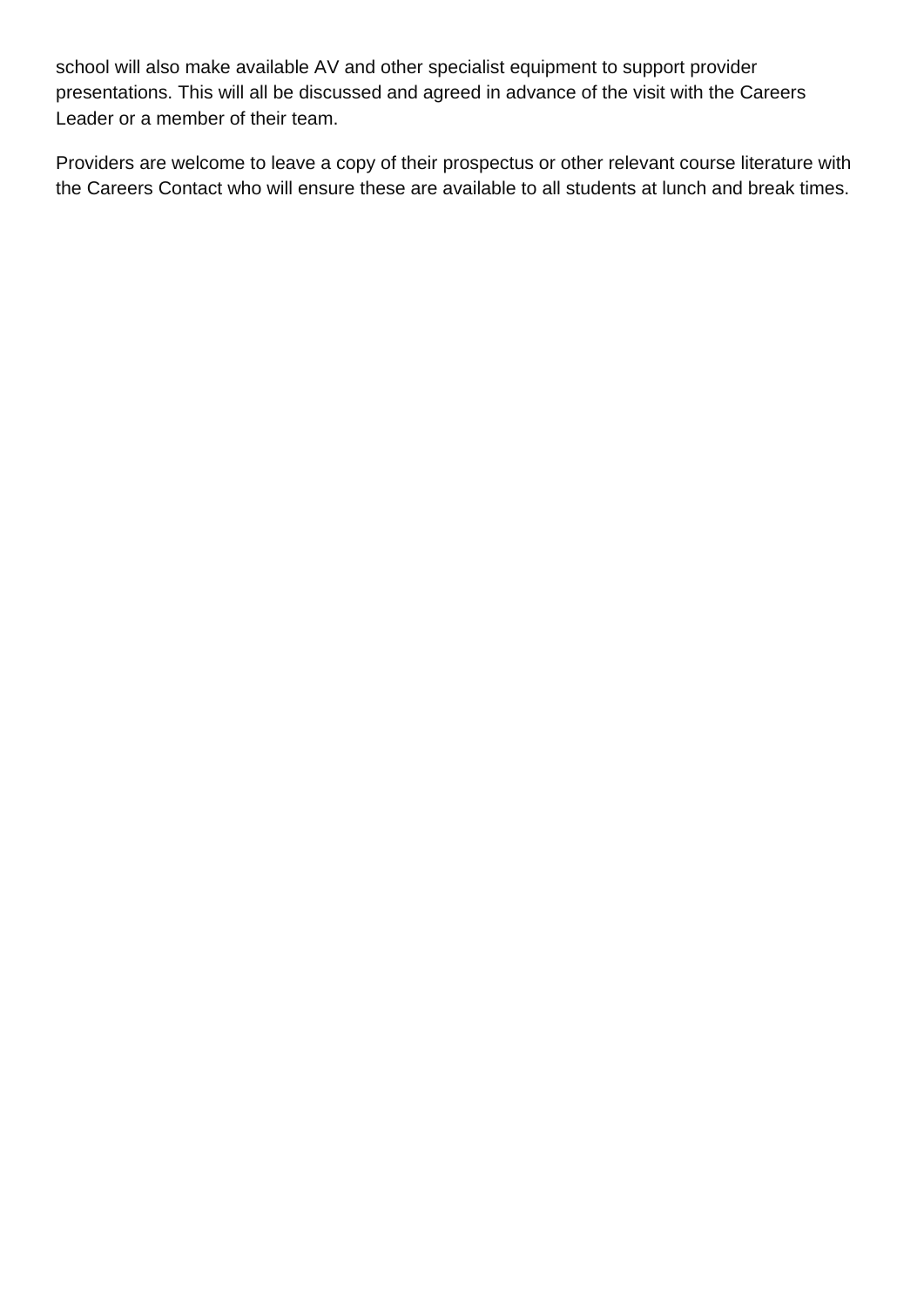school will also make available AV and other specialist equipment to support provider presentations. This will all be discussed and agreed in advance of the visit with the Careers Leader or a member of their team.

Providers are welcome to leave a copy of their prospectus or other relevant course literature with the Careers Contact who will ensure these are available to all students at lunch and break times.